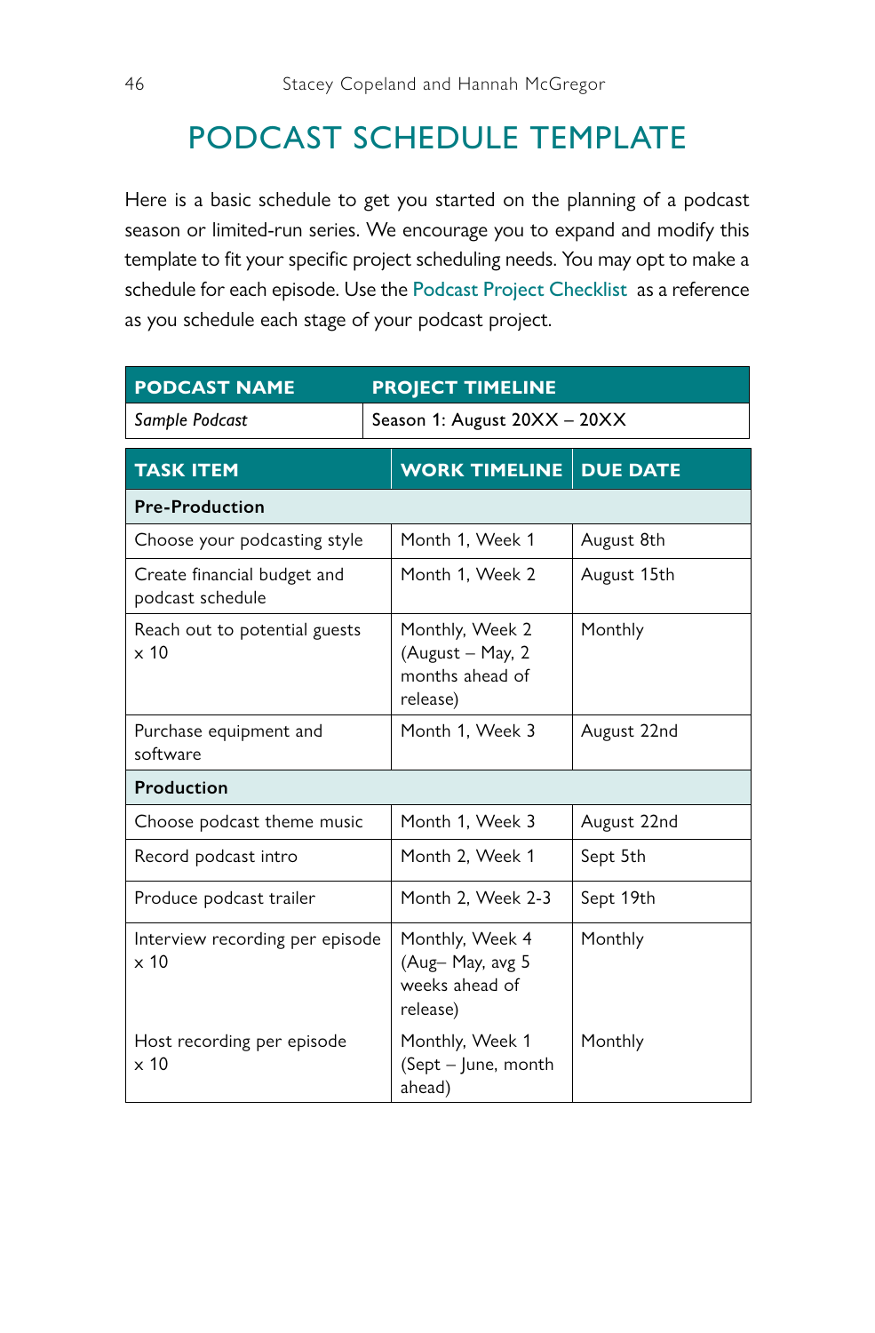# PODCAST SCHEDULE TEMPLATE

Here is a basic schedule to get you started on the planning of a podcast season or limited-run series. We encourage you to expand and modify this template to fit your specific project scheduling needs. You may opt to make a schedule for each episode. Use the Podcast Project Checklist as a reference as you schedule each stage of your podcast project.

| PODCAST NAME | PROJECT TIMELINE |
|---|---|
| *Sample Podcast* | Season 1: August 20XX – 20XX |

| TASK ITEM | WORK TIMELINE | DUE DATE |
|---|---|---|
| **Pre-Production** | | |
| Choose your podcasting style | Month 1, Week 1 | August 8th |
| Create financial budget and podcast schedule | Month 1, Week 2 | August 15th |
| Reach out to potential guests × 10 | Monthly, Week 2 (August – May, 2 months ahead of release) | Monthly |
| Purchase equipment and software | Month 1, Week 3 | August 22nd |
| **Production** | | |
| Choose podcast theme music | Month 1, Week 3 | August 22nd |
| Record podcast intro | Month 2, Week 1 | Sept 5th |
| Produce podcast trailer | Month 2, Week 2-3 | Sept 19th |
| Interview recording per episode × 10 | Monthly, Week 4 (Aug– May, avg 5 weeks ahead of release) | Monthly |
| Host recording per episode × 10 | Monthly, Week 1 (Sept – June, month ahead) | Monthly |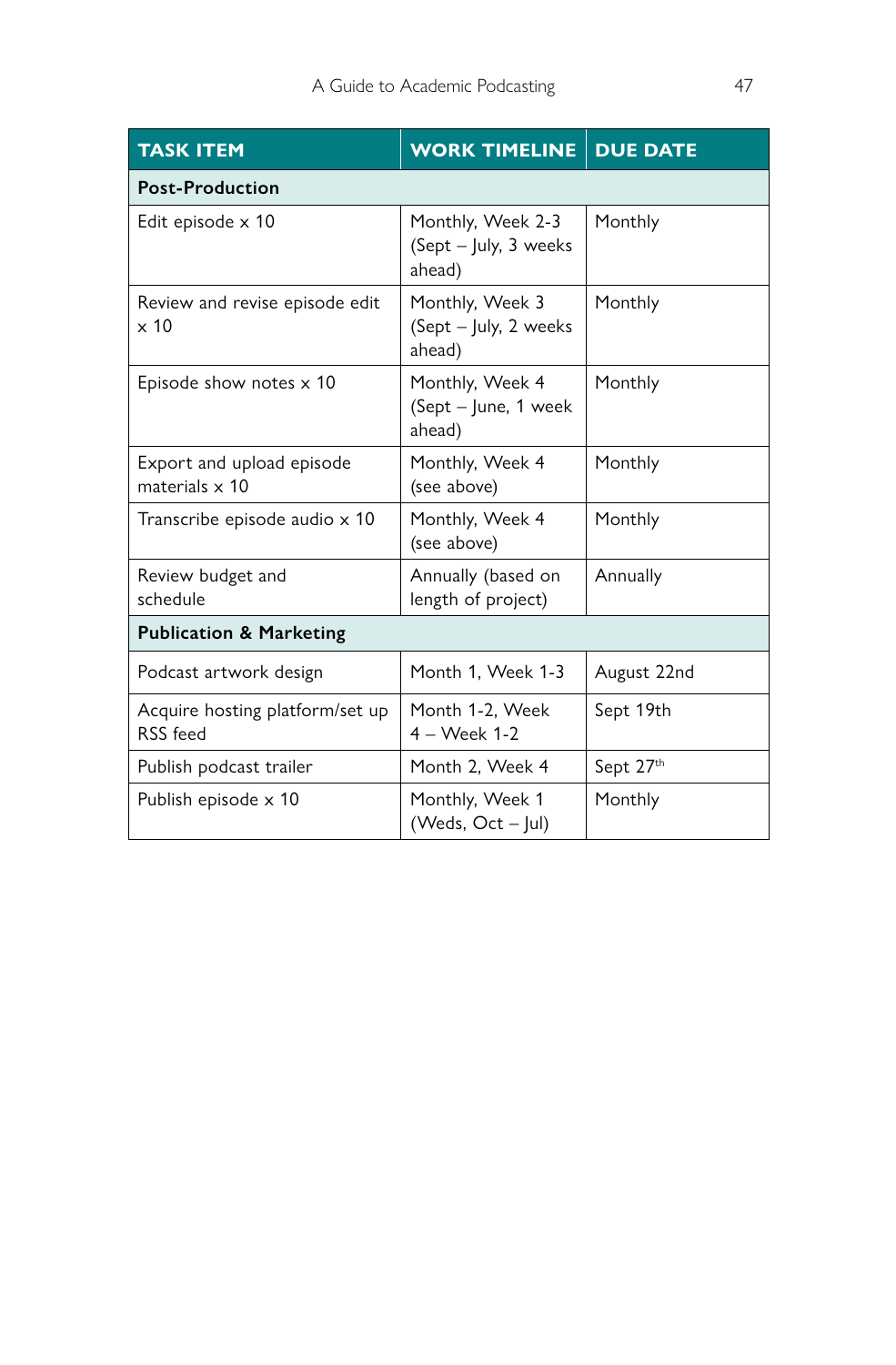| TASK ITEM | WORK TIMELINE | DUE DATE |
|---|---|---|
| **Post-Production** | | |
| Edit episode x 10 | Monthly, Week 2-3 (Sept – July, 3 weeks ahead) | Monthly |
| Review and revise episode edit x 10 | Monthly, Week 3 (Sept – July, 2 weeks ahead) | Monthly |
| Episode show notes x 10 | Monthly, Week 4 (Sept – June, 1 week ahead) | Monthly |
| Export and upload episode materials x 10 | Monthly, Week 4 (see above) | Monthly |
| Transcribe episode audio x 10 | Monthly, Week 4 (see above) | Monthly |
| Review budget and schedule | Annually (based on length of project) | Annually |
| **Publication & Marketing** | | |
| Podcast artwork design | Month 1, Week 1-3 | August 22nd |
| Acquire hosting platform/set up RSS feed | Month 1-2, Week 4 – Week 1-2 | Sept 19th |
| Publish podcast trailer | Month 2, Week 4 | Sept 27th |
| Publish episode x 10 | Monthly, Week 1 (Weds, Oct – Jul) | Monthly |